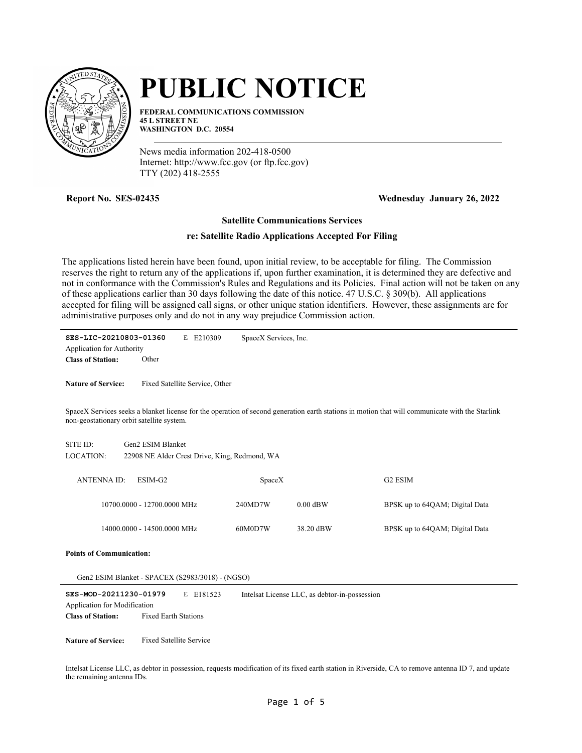# PUBLIC NOTICE

**FEDERAL COMMUNICATIONS COMMISSION**
**45 L STREET NE**
**WASHINGTON D.C. 20554**

News media information 202-418-0500
Internet: http://www.fcc.gov (or ftp.fcc.gov)
TTY (202) 418-2555

**Report No. SES-02435** **Wednesday January 26, 2022**

**Satellite Communications Services**

**re: Satellite Radio Applications Accepted For Filing**

The applications listed herein have been found, upon initial review, to be acceptable for filing. The Commission reserves the right to return any of the applications if, upon further examination, it is determined they are defective and not in conformance with the Commission's Rules and Regulations and its Policies. Final action will not be taken on any of these applications earlier than 30 days following the date of this notice. 47 U.S.C. § 309(b). All applications accepted for filing will be assigned call signs, or other unique station identifiers. However, these assignments are for administrative purposes only and do not in any way prejudice Commission action.

---

**SES-LIC-20210803-01360** E E210309 SpaceX Services, Inc.

Application for Authority

**Class of Station:** Other

**Nature of Service:** Fixed Satellite Service, Other

SpaceX Services seeks a blanket license for the operation of second generation earth stations in motion that will communicate with the Starlink non-geostationary orbit satellite system.

SITE ID: Gen2 ESIM Blanket
LOCATION: 22908 NE Alder Crest Drive, King, Redmond, WA

ANTENNA ID: ESIM-G2 SpaceX G2 ESIM

| Frequency | Emission | Power | Modulation |
|---|---|---|---|
| 10700.0000 - 12700.0000 MHz | 240MD7W | 0.00 dBW | BPSK up to 64QAM; Digital Data |
| 14000.0000 - 14500.0000 MHz | 60M0D7W | 38.20 dBW | BPSK up to 64QAM; Digital Data |

**Points of Communication:**

Gen2 ESIM Blanket - SPACEX (S2983/3018) - (NGSO)

---

**SES-MOD-20211230-01979** E E181523 Intelsat License LLC, as debtor-in-possession

Application for Modification

**Class of Station:** Fixed Earth Stations

**Nature of Service:** Fixed Satellite Service

Intelsat License LLC, as debtor in possession, requests modification of its fixed earth station in Riverside, CA to remove antenna ID 7, and update the remaining antenna IDs.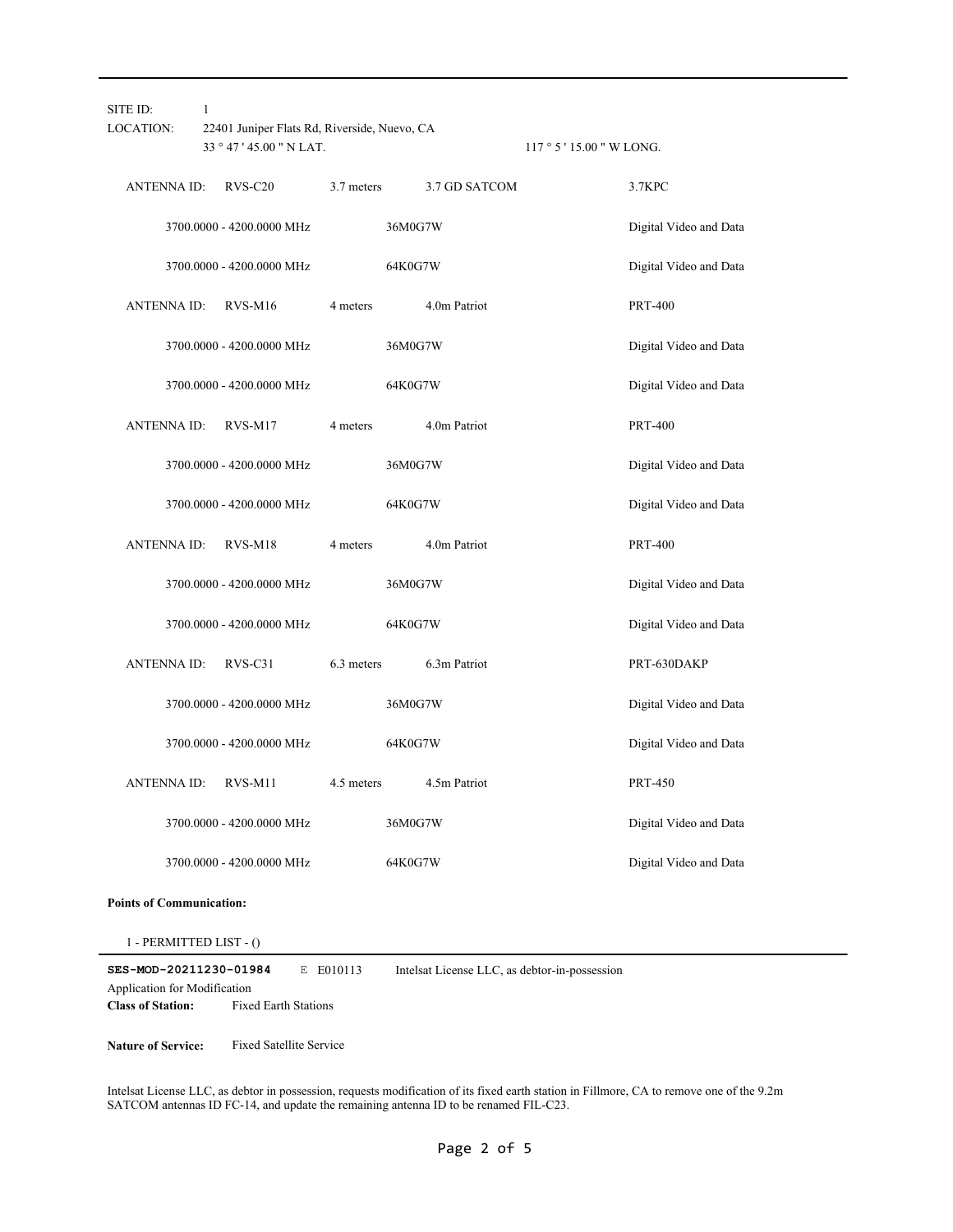SITE ID: 1

LOCATION: 22401 Juniper Flats Rd, Riverside, Nuevo, CA

33 ° 47 ' 45.00 " N LAT. 117 ° 5 ' 15.00 " W LONG.

| ANTENNA ID: | RVS-C20 | 3.7 meters | 3.7 GD SATCOM | 3.7KPC |
|---|---|---|---|---|
| | 3700.0000 - 4200.0000 MHz | | 36M0G7W | Digital Video and Data |
| | 3700.0000 - 4200.0000 MHz | | 64K0G7W | Digital Video and Data |
| ANTENNA ID: | RVS-M16 | 4 meters | 4.0m Patriot | PRT-400 |
| | 3700.0000 - 4200.0000 MHz | | 36M0G7W | Digital Video and Data |
| | 3700.0000 - 4200.0000 MHz | | 64K0G7W | Digital Video and Data |
| ANTENNA ID: | RVS-M17 | 4 meters | 4.0m Patriot | PRT-400 |
| | 3700.0000 - 4200.0000 MHz | | 36M0G7W | Digital Video and Data |
| | 3700.0000 - 4200.0000 MHz | | 64K0G7W | Digital Video and Data |
| ANTENNA ID: | RVS-M18 | 4 meters | 4.0m Patriot | PRT-400 |
| | 3700.0000 - 4200.0000 MHz | | 36M0G7W | Digital Video and Data |
| | 3700.0000 - 4200.0000 MHz | | 64K0G7W | Digital Video and Data |
| ANTENNA ID: | RVS-C31 | 6.3 meters | 6.3m Patriot | PRT-630DAKP |
| | 3700.0000 - 4200.0000 MHz | | 36M0G7W | Digital Video and Data |
| | 3700.0000 - 4200.0000 MHz | | 64K0G7W | Digital Video and Data |
| ANTENNA ID: | RVS-M11 | 4.5 meters | 4.5m Patriot | PRT-450 |
| | 3700.0000 - 4200.0000 MHz | | 36M0G7W | Digital Video and Data |
| | 3700.0000 - 4200.0000 MHz | | 64K0G7W | Digital Video and Data |

**Points of Communication:**

1 - PERMITTED LIST - ()

---

**SES-MOD-20211230-01984** E E010113 Intelsat License LLC, as debtor-in-possession

Application for Modification

**Class of Station:** Fixed Earth Stations

**Nature of Service:** Fixed Satellite Service

Intelsat License LLC, as debtor in possession, requests modification of its fixed earth station in Fillmore, CA to remove one of the 9.2m SATCOM antennas ID FC-14, and update the remaining antenna ID to be renamed FIL-C23.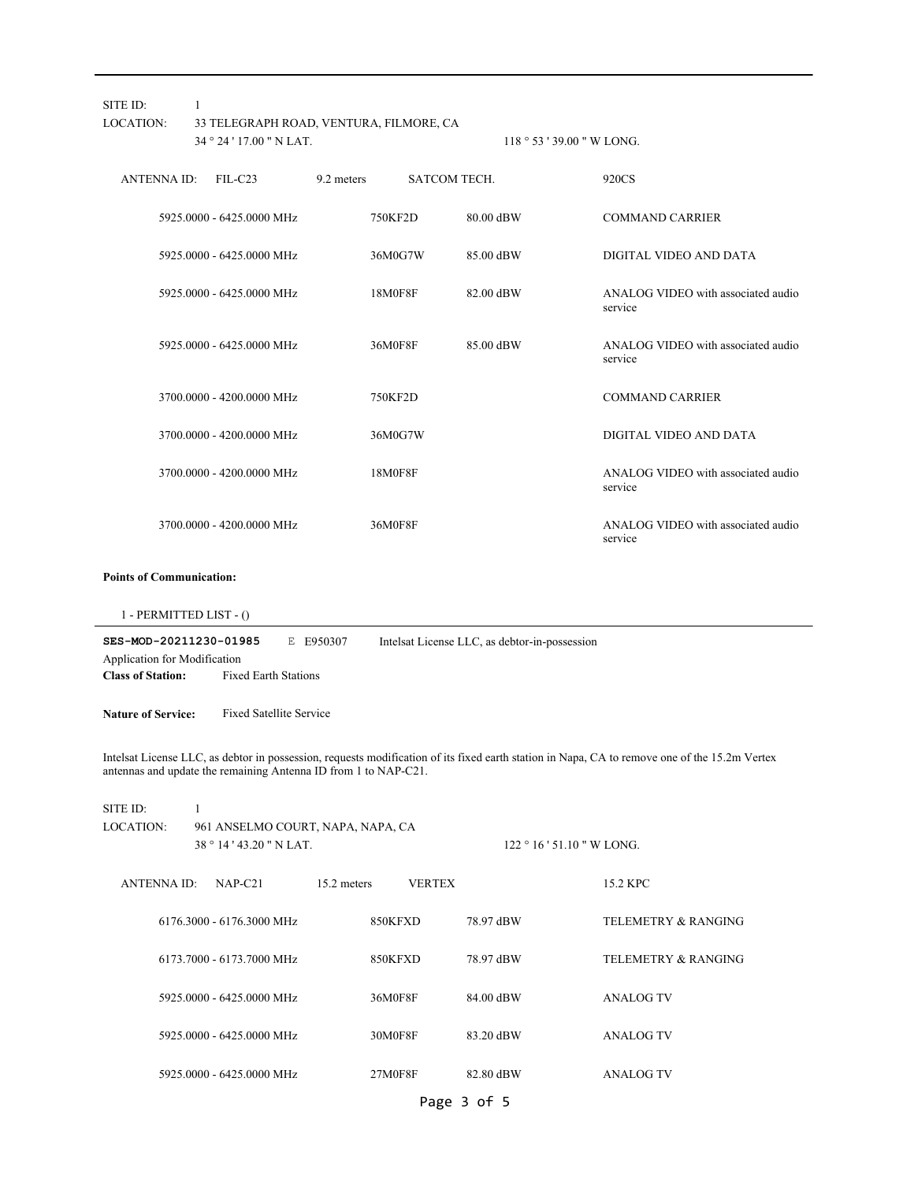SITE ID: 1
LOCATION: 33 TELEGRAPH ROAD, VENTURA, FILMORE, CA
34 ° 24 ' 17.00 " N LAT. 118 ° 53 ' 39.00 " W LONG.

| ANTENNA ID: FIL-C23 | 9.2 meters | SATCOM TECH. | | 920CS |
|---|---|---|---|---|
| 5925.0000 - 6425.0000 MHz | | 750KF2D | 80.00 dBW | COMMAND CARRIER |
| 5925.0000 - 6425.0000 MHz | | 36M0G7W | 85.00 dBW | DIGITAL VIDEO AND DATA |
| 5925.0000 - 6425.0000 MHz | | 18M0F8F | 82.00 dBW | ANALOG VIDEO with associated audio service |
| 5925.0000 - 6425.0000 MHz | | 36M0F8F | 85.00 dBW | ANALOG VIDEO with associated audio service |
| 3700.0000 - 4200.0000 MHz | | 750KF2D | | COMMAND CARRIER |
| 3700.0000 - 4200.0000 MHz | | 36M0G7W | | DIGITAL VIDEO AND DATA |
| 3700.0000 - 4200.0000 MHz | | 18M0F8F | | ANALOG VIDEO with associated audio service |
| 3700.0000 - 4200.0000 MHz | | 36M0F8F | | ANALOG VIDEO with associated audio service |

**Points of Communication:**

1 - PERMITTED LIST - ()

---

**SES-MOD-20211230-01985** E E950307 Intelsat License LLC, as debtor-in-possession
Application for Modification
**Class of Station:** Fixed Earth Stations

**Nature of Service:** Fixed Satellite Service

Intelsat License LLC, as debtor in possession, requests modification of its fixed earth station in Napa, CA to remove one of the 15.2m Vertex antennas and update the remaining Antenna ID from 1 to NAP-C21.

SITE ID: 1
LOCATION: 961 ANSELMO COURT, NAPA, NAPA, CA
38 ° 14 ' 43.20 " N LAT. 122 ° 16 ' 51.10 " W LONG.

| ANTENNA ID: NAP-C21 | 15.2 meters | VERTEX | | 15.2 KPC |
|---|---|---|---|---|
| 6176.3000 - 6176.3000 MHz | | 850KFXD | 78.97 dBW | TELEMETRY & RANGING |
| 6173.7000 - 6173.7000 MHz | | 850KFXD | 78.97 dBW | TELEMETRY & RANGING |
| 5925.0000 - 6425.0000 MHz | | 36M0F8F | 84.00 dBW | ANALOG TV |
| 5925.0000 - 6425.0000 MHz | | 30M0F8F | 83.20 dBW | ANALOG TV |
| 5925.0000 - 6425.0000 MHz | | 27M0F8F | 82.80 dBW | ANALOG TV |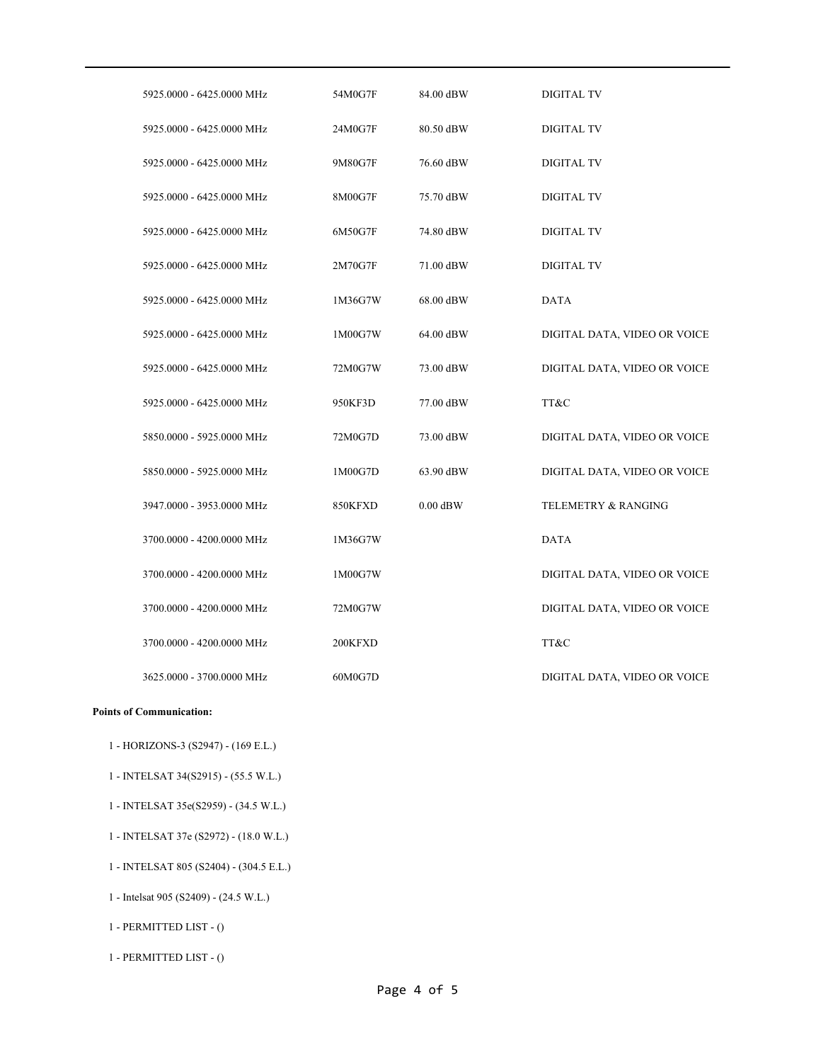| | | | |
|---|---|---|---|
| 5925.0000 - 6425.0000 MHz | 54M0G7F | 84.00 dBW | DIGITAL TV |
| 5925.0000 - 6425.0000 MHz | 24M0G7F | 80.50 dBW | DIGITAL TV |
| 5925.0000 - 6425.0000 MHz | 9M80G7F | 76.60 dBW | DIGITAL TV |
| 5925.0000 - 6425.0000 MHz | 8M00G7F | 75.70 dBW | DIGITAL TV |
| 5925.0000 - 6425.0000 MHz | 6M50G7F | 74.80 dBW | DIGITAL TV |
| 5925.0000 - 6425.0000 MHz | 2M70G7F | 71.00 dBW | DIGITAL TV |
| 5925.0000 - 6425.0000 MHz | 1M36G7W | 68.00 dBW | DATA |
| 5925.0000 - 6425.0000 MHz | 1M00G7W | 64.00 dBW | DIGITAL DATA, VIDEO OR VOICE |
| 5925.0000 - 6425.0000 MHz | 72M0G7W | 73.00 dBW | DIGITAL DATA, VIDEO OR VOICE |
| 5925.0000 - 6425.0000 MHz | 950KF3D | 77.00 dBW | TT&C |
| 5850.0000 - 5925.0000 MHz | 72M0G7D | 73.00 dBW | DIGITAL DATA, VIDEO OR VOICE |
| 5850.0000 - 5925.0000 MHz | 1M00G7D | 63.90 dBW | DIGITAL DATA, VIDEO OR VOICE |
| 3947.0000 - 3953.0000 MHz | 850KFXD | 0.00 dBW | TELEMETRY & RANGING |
| 3700.0000 - 4200.0000 MHz | 1M36G7W | | DATA |
| 3700.0000 - 4200.0000 MHz | 1M00G7W | | DIGITAL DATA, VIDEO OR VOICE |
| 3700.0000 - 4200.0000 MHz | 72M0G7W | | DIGITAL DATA, VIDEO OR VOICE |
| 3700.0000 - 4200.0000 MHz | 200KFXD | | TT&C |
| 3625.0000 - 3700.0000 MHz | 60M0G7D | | DIGITAL DATA, VIDEO OR VOICE |

**Points of Communication:**

1 - HORIZONS-3 (S2947) - (169 E.L.)

1 - INTELSAT 34(S2915) - (55.5 W.L.)

1 - INTELSAT 35e(S2959) - (34.5 W.L.)

1 - INTELSAT 37e (S2972) - (18.0 W.L.)

1 - INTELSAT 805 (S2404) - (304.5 E.L.)

1 - Intelsat 905 (S2409) - (24.5 W.L.)

1 - PERMITTED LIST - ()

1 - PERMITTED LIST - ()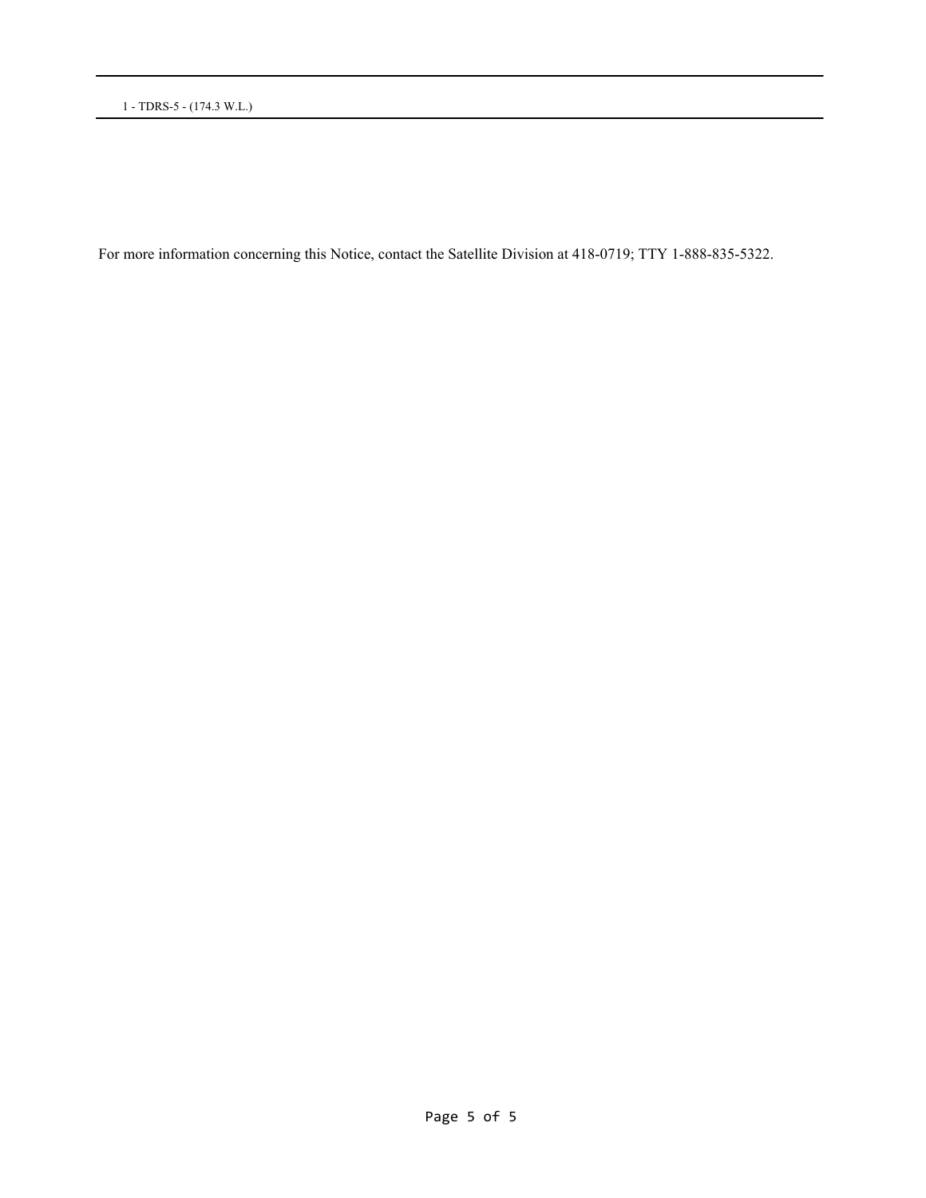1 - TDRS-5 - (174.3 W.L.)

---

For more information concerning this Notice, contact the Satellite Division at 418-0719; TTY 1-888-835-5322.